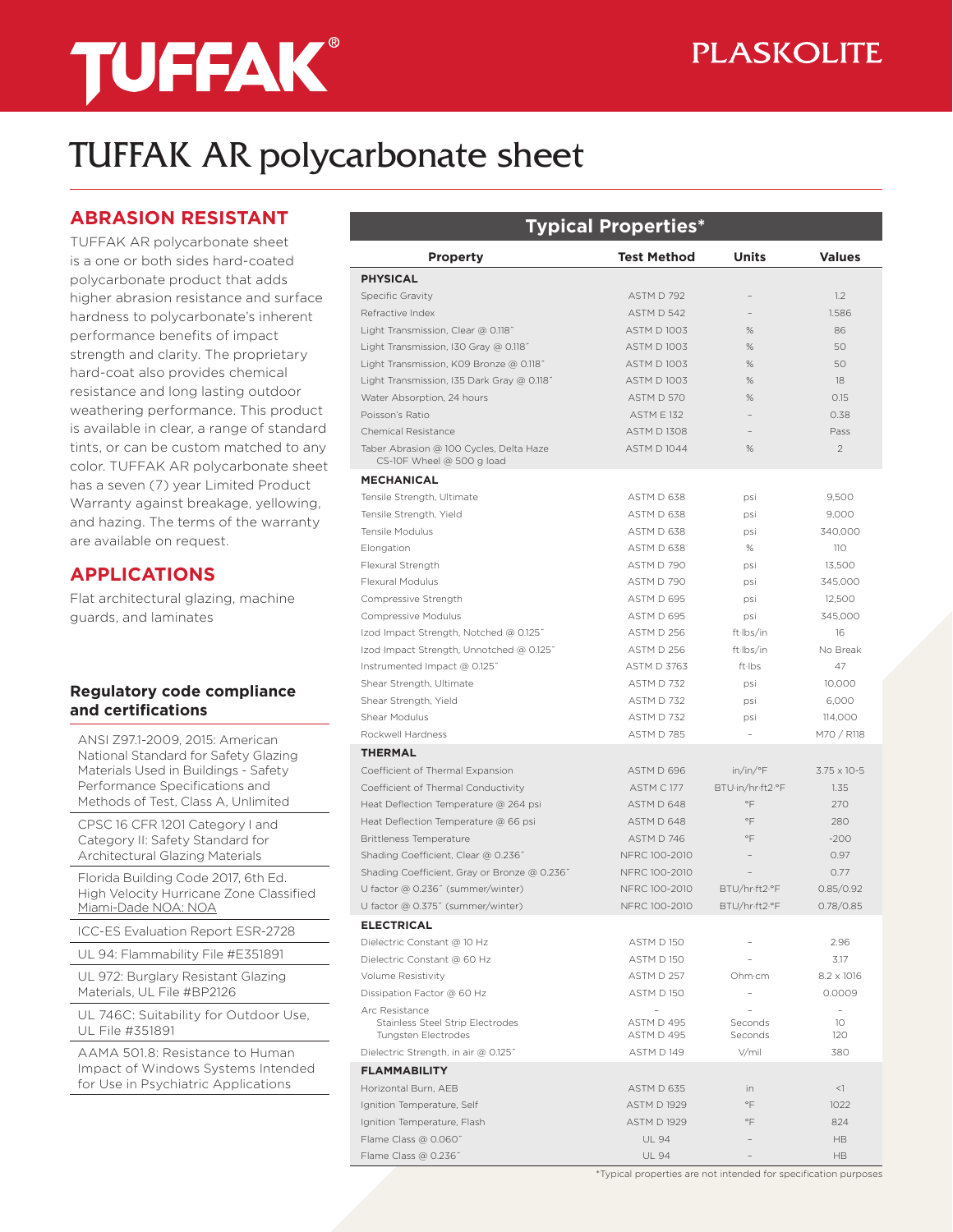# TUFFAK® 

PLASKOLITE

# TUFFAK AR polycarbonate sheet

## ABRASION RESISTANT

TUFFAK AR polycarbonate sheet is a one or both sides hard-coated polycarbonate product that adds higher abrasion resistance and surface hardness to polycarbonate's inherent performance benefits of impact strength and clarity. The proprietary hard-coat also provides chemical resistance and long lasting outdoor weathering performance. This product is available in clear, a range of standard tints, or can be custom matched to any color. TUFFAK AR polycarbonate sheet has a seven (7) year Limited Product Warranty against breakage, yellowing, and hazing. The terms of the warranty are available on request.

## APPLICATIONS

Flat architectural glazing, machine guards, and laminates

### Regulatory code compliance and certifications

- ANSI Z97.1-2009, 2015: American National Standard for Safety Glazing Materials Used in Buildings - Safety Performance Specifications and Methods of Test, Class A, Unlimited
- CPSC 16 CFR 1201 Category I and Category II: Safety Standard for Architectural Glazing Materials
- Florida Building Code 2017, 6th Ed. High Velocity Hurricane Zone Classified Miami-Dade NOA: NOA
- ICC-ES Evaluation Report ESR-2728
- UL 94: Flammability File #E351891
- UL 972: Burglary Resistant Glazing Materials, UL File #BP2126
- UL 746C: Suitability for Outdoor Use, UL File #351891
- AAMA 501.8: Resistance to Human Impact of Windows Systems Intended for Use in Psychiatric Applications

## Typical Properties*

| Property | Test Method | Units | Values |
|---|---|---|---|
| **PHYSICAL** | | | |
| Specific Gravity | ASTM D 792 | – | 1.2 |
| Refractive Index | ASTM D 542 | – | 1.586 |
| Light Transmission, Clear @ 0.118" | ASTM D 1003 | % | 86 |
| Light Transmission, I30 Gray @ 0.118" | ASTM D 1003 | % | 50 |
| Light Transmission, K09 Bronze @ 0.118" | ASTM D 1003 | % | 50 |
| Light Transmission, I35 Dark Gray @ 0.118" | ASTM D 1003 | % | 18 |
| Water Absorption, 24 hours | ASTM D 570 | % | 0.15 |
| Poisson's Ratio | ASTM E 132 | – | 0.38 |
| Chemical Resistance | ASTM D 1308 | – | Pass |
| Taber Abrasion @ 100 Cycles, Delta Haze CS-10F Wheel @ 500 g load | ASTM D 1044 | % | 2 |
| **MECHANICAL** | | | |
| Tensile Strength, Ultimate | ASTM D 638 | psi | 9,500 |
| Tensile Strength, Yield | ASTM D 638 | psi | 9,000 |
| Tensile Modulus | ASTM D 638 | psi | 340,000 |
| Elongation | ASTM D 638 | % | 110 |
| Flexural Strength | ASTM D 790 | psi | 13,500 |
| Flexural Modulus | ASTM D 790 | psi | 345,000 |
| Compressive Strength | ASTM D 695 | psi | 12,500 |
| Compressive Modulus | ASTM D 695 | psi | 345,000 |
| Izod Impact Strength, Notched @ 0.125" | ASTM D 256 | ft·lbs/in | 16 |
| Izod Impact Strength, Unnotched @ 0.125" | ASTM D 256 | ft·lbs/in | No Break |
| Instrumented Impact @ 0.125" | ASTM D 3763 | ft·lbs | 47 |
| Shear Strength, Ultimate | ASTM D 732 | psi | 10,000 |
| Shear Strength, Yield | ASTM D 732 | psi | 6,000 |
| Shear Modulus | ASTM D 732 | psi | 114,000 |
| Rockwell Hardness | ASTM D 785 | – | M70 / R118 |
| **THERMAL** | | | |
| Coefficient of Thermal Expansion | ASTM D 696 | in/in/°F | 3.75 x 10-5 |
| Coefficient of Thermal Conductivity | ASTM C 177 | BTU·in/hr·ft2·°F | 1.35 |
| Heat Deflection Temperature @ 264 psi | ASTM D 648 | °F | 270 |
| Heat Deflection Temperature @ 66 psi | ASTM D 648 | °F | 280 |
| Brittleness Temperature | ASTM D 746 | °F | -200 |
| Shading Coefficient, Clear @ 0.236" | NFRC 100-2010 | – | 0.97 |
| Shading Coefficient, Gray or Bronze @ 0.236" | NFRC 100-2010 | – | 0.77 |
| U factor @ 0.236" (summer/winter) | NFRC 100-2010 | BTU/hr·ft2·°F | 0.85/0.92 |
| U factor @ 0.375" (summer/winter) | NFRC 100-2010 | BTU/hr·ft2·°F | 0.78/0.85 |
| **ELECTRICAL** | | | |
| Dielectric Constant @ 10 Hz | ASTM D 150 | – | 2.96 |
| Dielectric Constant @ 60 Hz | ASTM D 150 | – | 3.17 |
| Volume Resistivity | ASTM D 257 | Ohm·cm | 8.2 x 1016 |
| Dissipation Factor @ 60 Hz | ASTM D 150 | – | 0.0009 |
| Arc Resistance | – | – | – |
| Stainless Steel Strip Electrodes | ASTM D 495 | Seconds | 10 |
| Tungsten Electrodes | ASTM D 495 | Seconds | 120 |
| Dielectric Strength, in air @ 0.125" | ASTM D 149 | V/mil | 380 |
| **FLAMMABILITY** | | | |
| Horizontal Burn, AEB | ASTM D 635 | in | <1 |
| Ignition Temperature, Self | ASTM D 1929 | °F | 1022 |
| Ignition Temperature, Flash | ASTM D 1929 | °F | 824 |
| Flame Class @ 0.060" | UL 94 | – | HB |
| Flame Class @ 0.236" | UL 94 | – | HB |

*Typical properties are not intended for specification purposes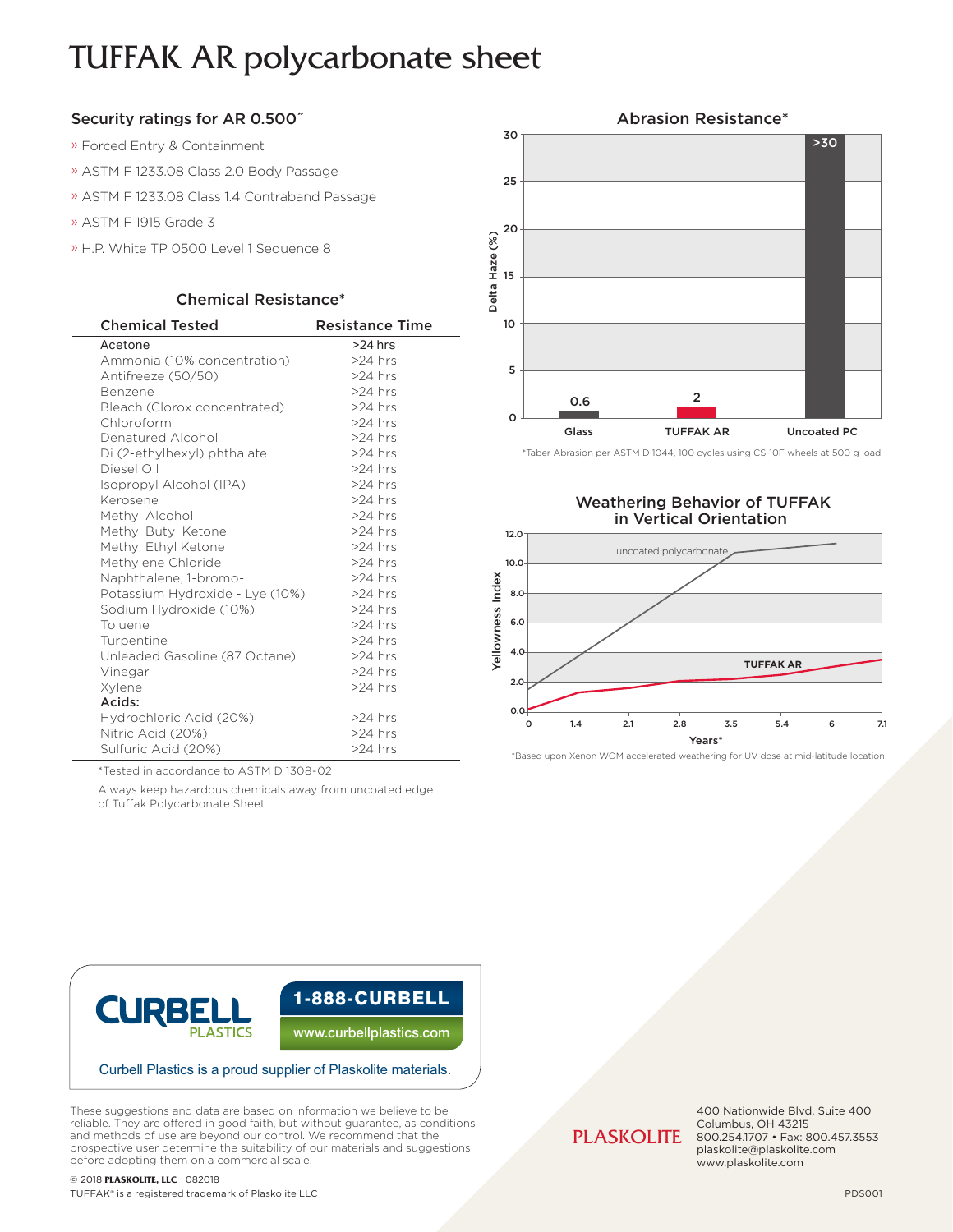# TUFFAK AR polycarbonate sheet

## Security ratings for AR 0.500˝

- » Forced Entry & Containment
- » ASTM F 1233.08 Class 2.0 Body Passage
- » ASTM F 1233.08 Class 1.4 Contraband Passage
- » ASTM F 1915 Grade 3
- » H.P. White TP 0500 Level 1 Sequence 8

### Chemical Resistance*

| Chemical Tested | Resistance Time |
|---|---|
| Acetone | >24 hrs |
| Ammonia (10% concentration) | >24 hrs |
| Antifreeze (50/50) | >24 hrs |
| Benzene | >24 hrs |
| Bleach (Clorox concentrated) | >24 hrs |
| Chloroform | >24 hrs |
| Denatured Alcohol | >24 hrs |
| Di (2-ethylhexyl) phthalate | >24 hrs |
| Diesel Oil | >24 hrs |
| Isopropyl Alcohol (IPA) | >24 hrs |
| Kerosene | >24 hrs |
| Methyl Alcohol | >24 hrs |
| Methyl Butyl Ketone | >24 hrs |
| Methyl Ethyl Ketone | >24 hrs |
| Methylene Chloride | >24 hrs |
| Naphthalene, 1-bromo- | >24 hrs |
| Potassium Hydroxide - Lye (10%) | >24 hrs |
| Sodium Hydroxide (10%) | >24 hrs |
| Toluene | >24 hrs |
| Turpentine | >24 hrs |
| Unleaded Gasoline (87 Octane) | >24 hrs |
| Vinegar | >24 hrs |
| Xylene | >24 hrs |
| **Acids:** | |
| Hydrochloric Acid (20%) | >24 hrs |
| Nitric Acid (20%) | >24 hrs |
| Sulfuric Acid (20%) | >24 hrs |

*Tested in accordance to ASTM D 1308-02

Always keep hazardous chemicals away from uncoated edge of Tuffak Polycarbonate Sheet

### Abrasion Resistance*

Delta Haze (%)

0 5 10 15 20 25 30

0.6 2 >30

Glass TUFFAK AR Uncoated PC

*Taber Abrasion per ASTM D 1044, 100 cycles using CS-10F wheels at 500 g load

### Weathering Behavior of TUFFAK in Vertical Orientation

Yellowness Index

0.0 2.0 4.0 6.0 8.0 10.0 12.0

uncoated polycarbonate

TUFFAK AR

0 1.4 2.1 2.8 3.5 5.4 6 7.1

Years*

*Based upon Xenon WOM accelerated weathering for UV dose at mid-latitude location

CURBELL PLASTICS

1-888-CURBELL

www.curbellplastics.com

Curbell Plastics is a proud supplier of Plaskolite materials.

These suggestions and data are based on information we believe to be reliable. They are offered in good faith, but without guarantee, as conditions and methods of use are beyond our control. We recommend that the prospective user determine the suitability of our materials and suggestions before adopting them on a commercial scale.

© 2018 **PLASKOLITE, LLC** 082018

TUFFAK® is a registered trademark of Plaskolite LLC

PLASKOLITE

400 Nationwide Blvd, Suite 400
Columbus, OH 43215
800.254.1707 • Fax: 800.457.3553
plaskolite@plaskolite.com
www.plaskolite.com

PDS001